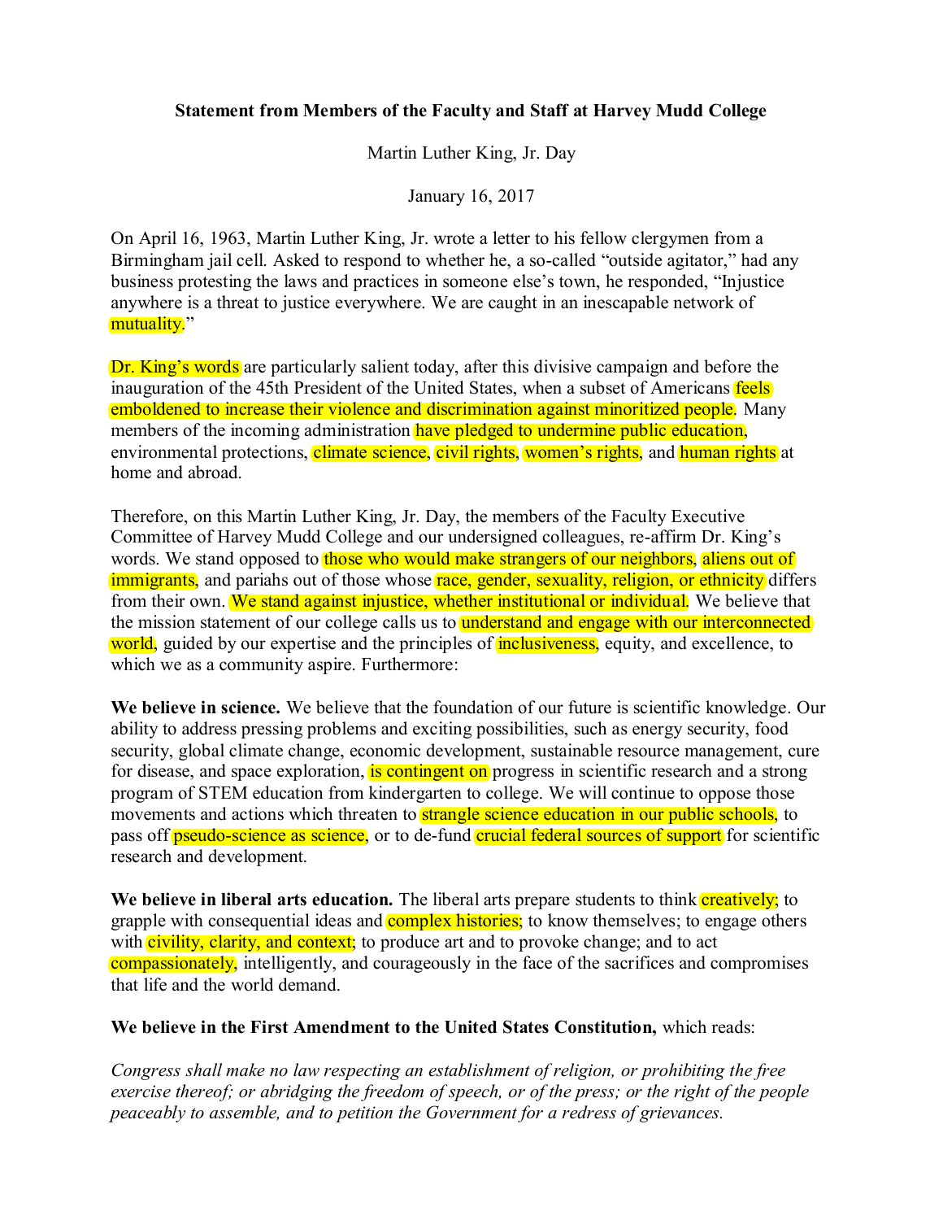**Statement from Members of the Faculty and Staff at Harvey Mudd College**

Martin Luther King, Jr. Day

January 16, 2017

On April 16, 1963, Martin Luther King, Jr. wrote a letter to his fellow clergymen from a Birmingham jail cell. Asked to respond to whether he, a so-called "outside agitator," had any business protesting the laws and practices in someone else's town, he responded, "Injustice anywhere is a threat to justice everywhere. We are caught in an inescapable network of mutuality."

Dr. King's words are particularly salient today, after this divisive campaign and before the inauguration of the 45th President of the United States, when a subset of Americans feels emboldened to increase their violence and discrimination against minoritized people. Many members of the incoming administration have pledged to undermine public education, environmental protections, climate science, civil rights, women's rights, and human rights at home and abroad.

Therefore, on this Martin Luther King, Jr. Day, the members of the Faculty Executive Committee of Harvey Mudd College and our undersigned colleagues, re-affirm Dr. King's words. We stand opposed to those who would make strangers of our neighbors, aliens out of immigrants, and pariahs out of those whose race, gender, sexuality, religion, or ethnicity differs from their own. We stand against injustice, whether institutional or individual. We believe that the mission statement of our college calls us to understand and engage with our interconnected world, guided by our expertise and the principles of inclusiveness, equity, and excellence, to which we as a community aspire. Furthermore:

**We believe in science.** We believe that the foundation of our future is scientific knowledge. Our ability to address pressing problems and exciting possibilities, such as energy security, food security, global climate change, economic development, sustainable resource management, cure for disease, and space exploration, is contingent on progress in scientific research and a strong program of STEM education from kindergarten to college. We will continue to oppose those movements and actions which threaten to strangle science education in our public schools, to pass off pseudo-science as science, or to de-fund crucial federal sources of support for scientific research and development.

**We believe in liberal arts education.** The liberal arts prepare students to think creatively; to grapple with consequential ideas and complex histories; to know themselves; to engage others with civility, clarity, and context; to produce art and to provoke change; and to act compassionately, intelligently, and courageously in the face of the sacrifices and compromises that life and the world demand.

**We believe in the First Amendment to the United States Constitution,** which reads:

*Congress shall make no law respecting an establishment of religion, or prohibiting the free exercise thereof; or abridging the freedom of speech, or of the press; or the right of the people peaceably to assemble, and to petition the Government for a redress of grievances.*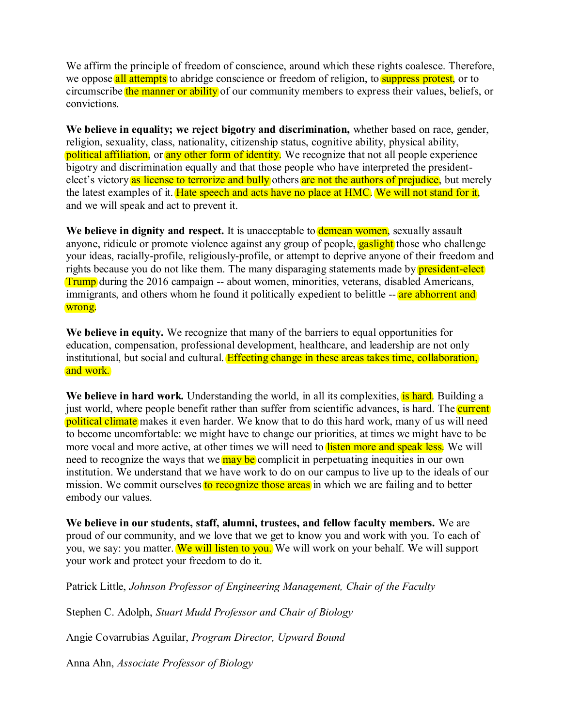We affirm the principle of freedom of conscience, around which these rights coalesce. Therefore, we oppose all attempts to abridge conscience or freedom of religion, to suppress protest, or to circumscribe the manner or ability of our community members to express their values, beliefs, or convictions.

**We believe in equality; we reject bigotry and discrimination,** whether based on race, gender, religion, sexuality, class, nationality, citizenship status, cognitive ability, physical ability, political affiliation, or any other form of identity. We recognize that not all people experience bigotry and discrimination equally and that those people who have interpreted the president-elect's victory as license to terrorize and bully others are not the authors of prejudice, but merely the latest examples of it. Hate speech and acts have no place at HMC. We will not stand for it, and we will speak and act to prevent it.

**We believe in dignity and respect.** It is unacceptable to demean women, sexually assault anyone, ridicule or promote violence against any group of people, gaslight those who challenge your ideas, racially-profile, religiously-profile, or attempt to deprive anyone of their freedom and rights because you do not like them. The many disparaging statements made by president-elect Trump during the 2016 campaign -- about women, minorities, veterans, disabled Americans, immigrants, and others whom he found it politically expedient to belittle -- are abhorrent and wrong.

**We believe in equity.** We recognize that many of the barriers to equal opportunities for education, compensation, professional development, healthcare, and leadership are not only institutional, but social and cultural. Effecting change in these areas takes time, collaboration, and work.

**We believe in hard work.** Understanding the world, in all its complexities, is hard. Building a just world, where people benefit rather than suffer from scientific advances, is hard. The current political climate makes it even harder. We know that to do this hard work, many of us will need to become uncomfortable: we might have to change our priorities, at times we might have to be more vocal and more active, at other times we will need to listen more and speak less. We will need to recognize the ways that we may be complicit in perpetuating inequities in our own institution. We understand that we have work to do on our campus to live up to the ideals of our mission. We commit ourselves to recognize those areas in which we are failing and to better embody our values.

**We believe in our students, staff, alumni, trustees, and fellow faculty members.** We are proud of our community, and we love that we get to know you and work with you. To each of you, we say: you matter. We will listen to you. We will work on your behalf. We will support your work and protect your freedom to do it.

Patrick Little, *Johnson Professor of Engineering Management, Chair of the Faculty*

Stephen C. Adolph, *Stuart Mudd Professor and Chair of Biology*

Angie Covarrubias Aguilar, *Program Director, Upward Bound*

Anna Ahn, *Associate Professor of Biology*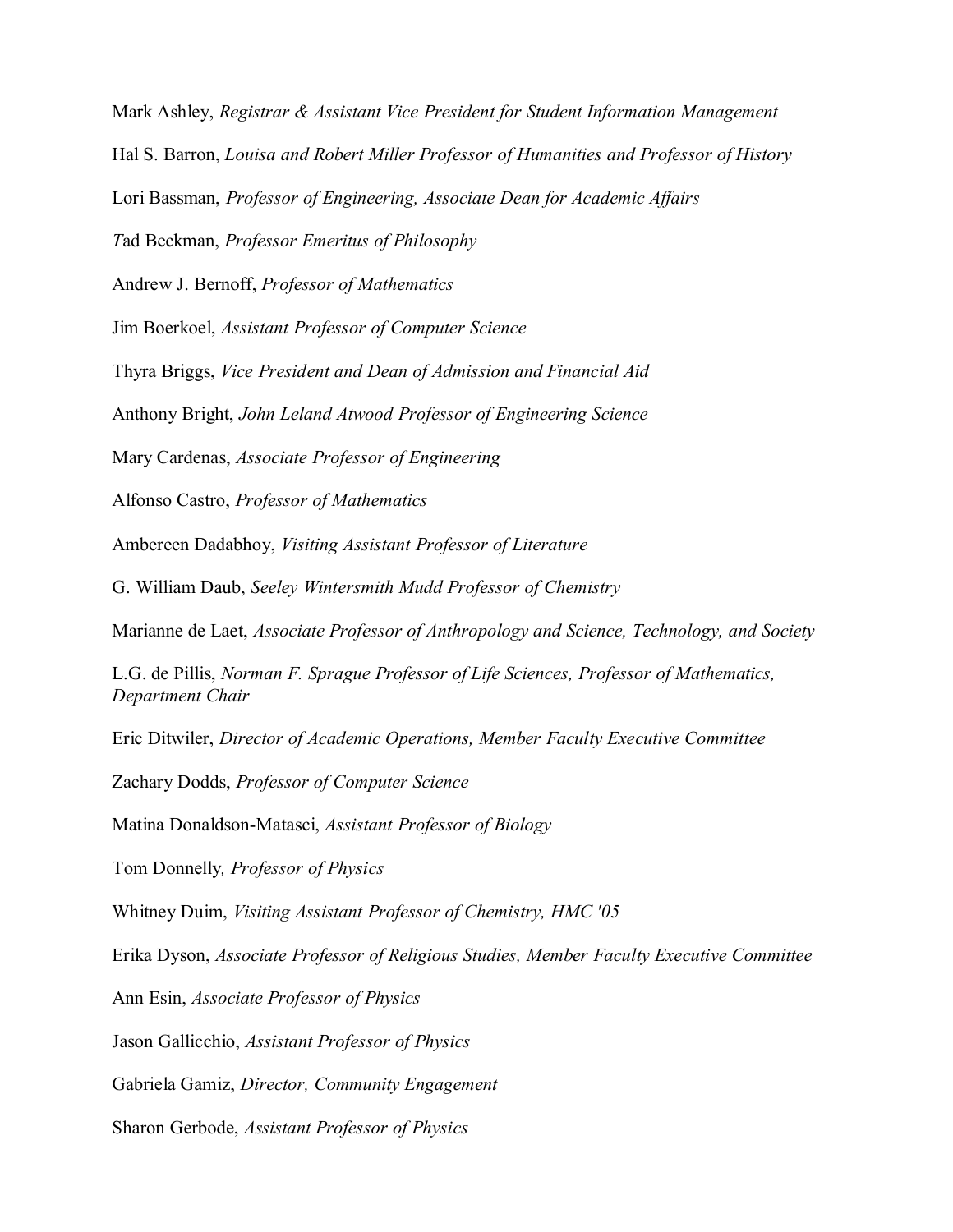Mark Ashley, *Registrar & Assistant Vice President for Student Information Management*

Hal S. Barron, *Louisa and Robert Miller Professor of Humanities and Professor of History*

Lori Bassman, *Professor of Engineering, Associate Dean for Academic Affairs*

*T*ad Beckman, *Professor Emeritus of Philosophy*

Andrew J. Bernoff, *Professor of Mathematics*

Jim Boerkoel, *Assistant Professor of Computer Science*

Thyra Briggs, *Vice President and Dean of Admission and Financial Aid*

Anthony Bright, *John Leland Atwood Professor of Engineering Science*

Mary Cardenas, *Associate Professor of Engineering*

Alfonso Castro, *Professor of Mathematics*

Ambereen Dadabhoy, *Visiting Assistant Professor of Literature*

G. William Daub, *Seeley Wintersmith Mudd Professor of Chemistry*

Marianne de Laet, *Associate Professor of Anthropology and Science, Technology, and Society*

L.G. de Pillis, *Norman F. Sprague Professor of Life Sciences, Professor of Mathematics, Department Chair*

Eric Ditwiler, *Director of Academic Operations, Member Faculty Executive Committee*

Zachary Dodds, *Professor of Computer Science*

Matina Donaldson-Matasci, *Assistant Professor of Biology*

Tom Donnelly*, Professor of Physics*

Whitney Duim, *Visiting Assistant Professor of Chemistry, HMC '05*

Erika Dyson, *Associate Professor of Religious Studies, Member Faculty Executive Committee*

Ann Esin, *Associate Professor of Physics*

Jason Gallicchio, *Assistant Professor of Physics*

Gabriela Gamiz, *Director, Community Engagement*

Sharon Gerbode, *Assistant Professor of Physics*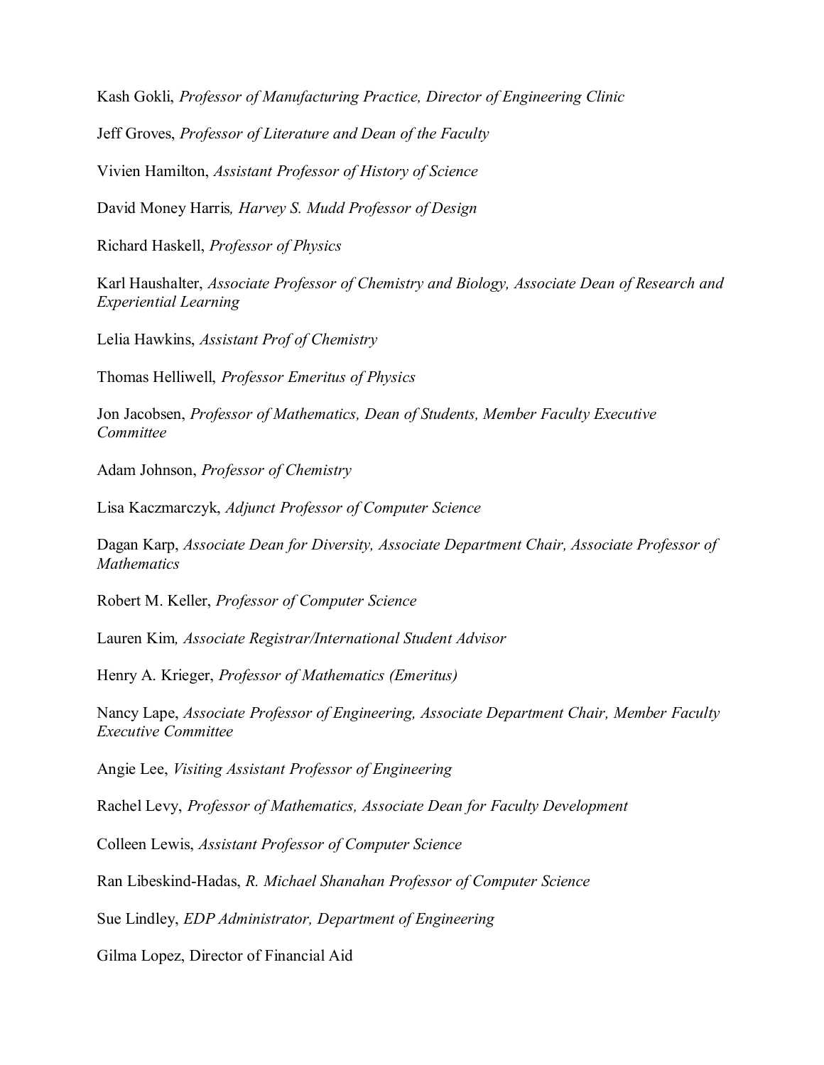Kash Gokli, *Professor of Manufacturing Practice, Director of Engineering Clinic*

Jeff Groves, *Professor of Literature and Dean of the Faculty*

Vivien Hamilton, *Assistant Professor of History of Science*

David Money Harris*, Harvey S. Mudd Professor of Design*

Richard Haskell, *Professor of Physics*

Karl Haushalter, *Associate Professor of Chemistry and Biology, Associate Dean of Research and Experiential Learning*

Lelia Hawkins, *Assistant Prof of Chemistry*

Thomas Helliwell, *Professor Emeritus of Physics*

Jon Jacobsen, *Professor of Mathematics, Dean of Students, Member Faculty Executive Committee*

Adam Johnson, *Professor of Chemistry*

Lisa Kaczmarczyk, *Adjunct Professor of Computer Science*

Dagan Karp, *Associate Dean for Diversity, Associate Department Chair, Associate Professor of Mathematics*

Robert M. Keller, *Professor of Computer Science*

Lauren Kim*, Associate Registrar/International Student Advisor*

Henry A. Krieger, *Professor of Mathematics (Emeritus)*

Nancy Lape, *Associate Professor of Engineering, Associate Department Chair, Member Faculty Executive Committee*

Angie Lee, *Visiting Assistant Professor of Engineering*

Rachel Levy, *Professor of Mathematics, Associate Dean for Faculty Development*

Colleen Lewis, *Assistant Professor of Computer Science*

Ran Libeskind-Hadas, *R. Michael Shanahan Professor of Computer Science*

Sue Lindley, *EDP Administrator, Department of Engineering*

Gilma Lopez, Director of Financial Aid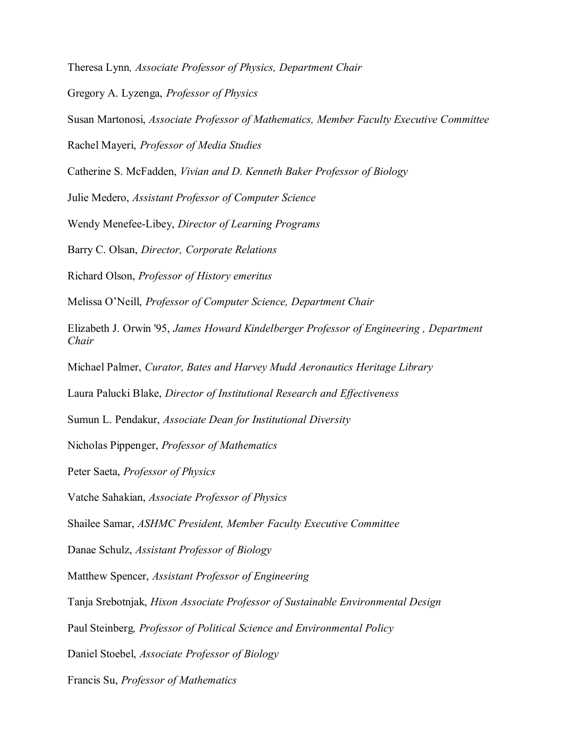Theresa Lynn*, Associate Professor of Physics, Department Chair*

Gregory A. Lyzenga, *Professor of Physics*

Susan Martonosi, *Associate Professor of Mathematics, Member Faculty Executive Committee*

Rachel Mayeri, *Professor of Media Studies*

Catherine S. McFadden, *Vivian and D. Kenneth Baker Professor of Biology*

Julie Medero, *Assistant Professor of Computer Science*

Wendy Menefee-Libey, *Director of Learning Programs*

Barry C. Olsan, *Director, Corporate Relations*

Richard Olson, *Professor of History emeritus*

Melissa O'Neill, *Professor of Computer Science, Department Chair*

Elizabeth J. Orwin '95, *James Howard Kindelberger Professor of Engineering , Department Chair*

Michael Palmer, *Curator, Bates and Harvey Mudd Aeronautics Heritage Library*

Laura Palucki Blake, *Director of Institutional Research and Effectiveness*

Sumun L. Pendakur, *Associate Dean for Institutional Diversity*

Nicholas Pippenger, *Professor of Mathematics*

Peter Saeta, *Professor of Physics*

Vatche Sahakian, *Associate Professor of Physics*

Shailee Samar, *ASHMC President, Member Faculty Executive Committee*

Danae Schulz, *Assistant Professor of Biology*

Matthew Spencer, *Assistant Professor of Engineering*

Tanja Srebotnjak, *Hixon Associate Professor of Sustainable Environmental Design*

Paul Steinberg*, Professor of Political Science and Environmental Policy*

Daniel Stoebel, *Associate Professor of Biology*

Francis Su, *Professor of Mathematics*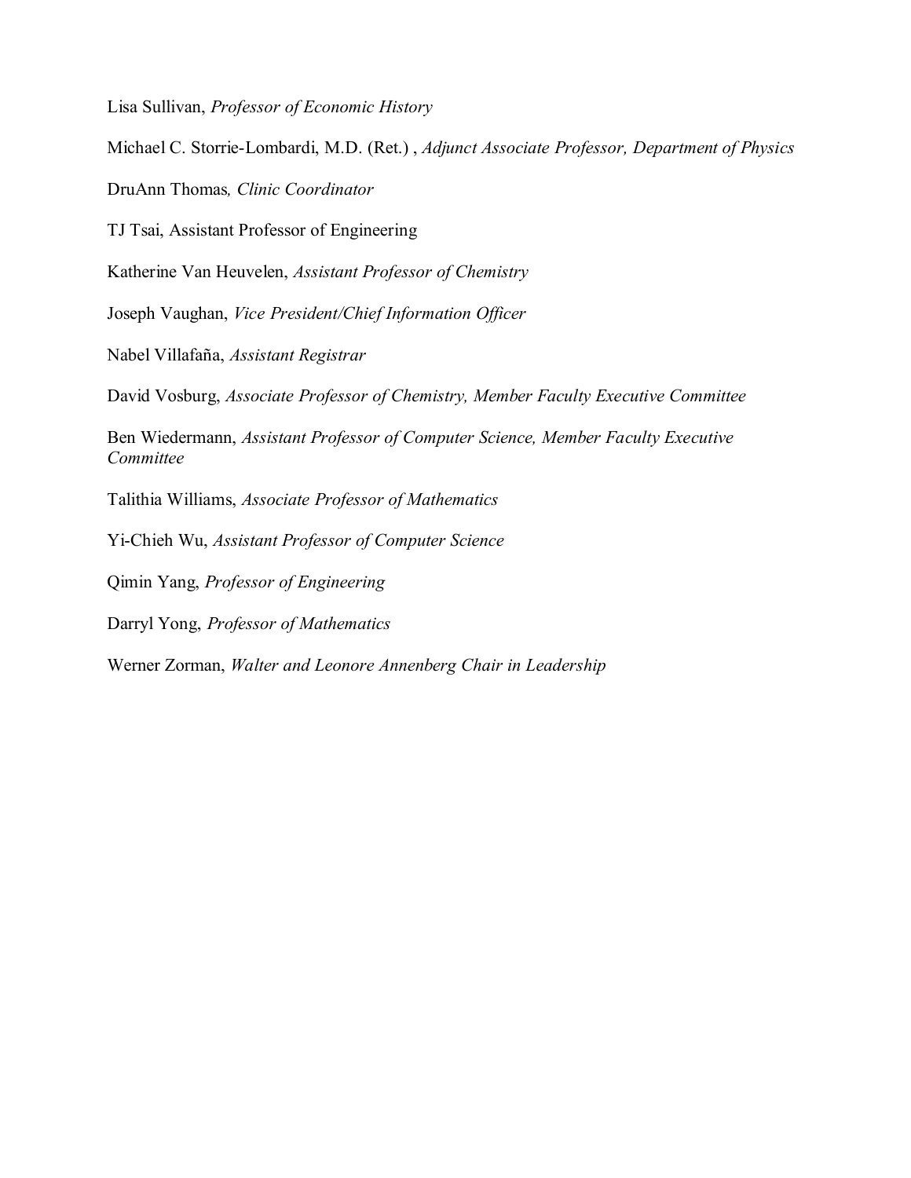Lisa Sullivan, *Professor of Economic History*

Michael C. Storrie-Lombardi, M.D. (Ret.) , *Adjunct Associate Professor, Department of Physics*

DruAnn Thomas*, Clinic Coordinator*

TJ Tsai, Assistant Professor of Engineering

Katherine Van Heuvelen, *Assistant Professor of Chemistry*

Joseph Vaughan, *Vice President/Chief Information Officer*

Nabel Villafaña, *Assistant Registrar*

David Vosburg, *Associate Professor of Chemistry, Member Faculty Executive Committee*

Ben Wiedermann, *Assistant Professor of Computer Science, Member Faculty Executive Committee*

Talithia Williams, *Associate Professor of Mathematics*

Yi-Chieh Wu, *Assistant Professor of Computer Science*

Qimin Yang, *Professor of Engineering*

Darryl Yong, *Professor of Mathematics*

Werner Zorman, *Walter and Leonore Annenberg Chair in Leadership*